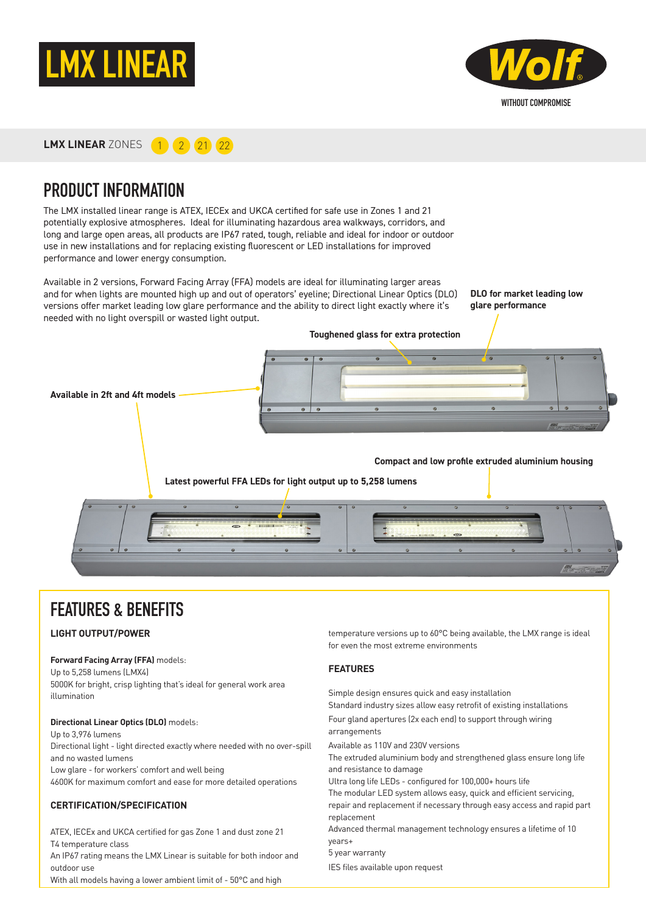# LMX LINEAR

Wolf
WITHOUT COMPROMISE

**LMX LINEAR** ZONES 1 2 21 22

## PRODUCT INFORMATION

The LMX installed linear range is ATEX, IECEx and UKCA certified for safe use in Zones 1 and 21 potentially explosive atmospheres. Ideal for illuminating hazardous area walkways, corridors, and long and large open areas, all products are IP67 rated, tough, reliable and ideal for indoor or outdoor use in new installations and for replacing existing fluorescent or LED installations for improved performance and lower energy consumption.

Available in 2 versions, Forward Facing Array (FFA) models are ideal for illuminating larger areas and for when lights are mounted high up and out of operators' eyeline; Directional Linear Optics (DLO) versions offer market leading low glare performance and the ability to direct light exactly where it's needed with no light overspill or wasted light output.

**DLO for market leading low glare performance**

**Toughened glass for extra protection**

**Available in 2ft and 4ft models**

**Compact and low profile extruded aluminium housing**

**Latest powerful FFA LEDs for light output up to 5,258 lumens**

## FEATURES & BENEFITS

### LIGHT OUTPUT/POWER

**Forward Facing Array (FFA)** models:
Up to 5,258 lumens (LMX4)
5000K for bright, crisp lighting that's ideal for general work area illumination

**Directional Linear Optics (DLO)** models:
Up to 3,976 lumens
Directional light - light directed exactly where needed with no over-spill and no wasted lumens
Low glare - for workers' comfort and well being
4600K for maximum comfort and ease for more detailed operations

### CERTIFICATION/SPECIFICATION

ATEX, IECEx and UKCA certified for gas Zone 1 and dust zone 21
T4 temperature class
An IP67 rating means the LMX Linear is suitable for both indoor and outdoor use
With all models having a lower ambient limit of - 50°C and high temperature versions up to 60°C being available, the LMX range is ideal for even the most extreme environments

### FEATURES

Simple design ensures quick and easy installation
Standard industry sizes allow easy retrofit of existing installations
Four gland apertures (2x each end) to support through wiring arrangements
Available as 110V and 230V versions
The extruded aluminium body and strengthened glass ensure long life and resistance to damage
Ultra long life LEDs - configured for 100,000+ hours life
The modular LED system allows easy, quick and efficient servicing, repair and replacement if necessary through easy access and rapid part replacement
Advanced thermal management technology ensures a lifetime of 10 years+
5 year warranty
IES files available upon request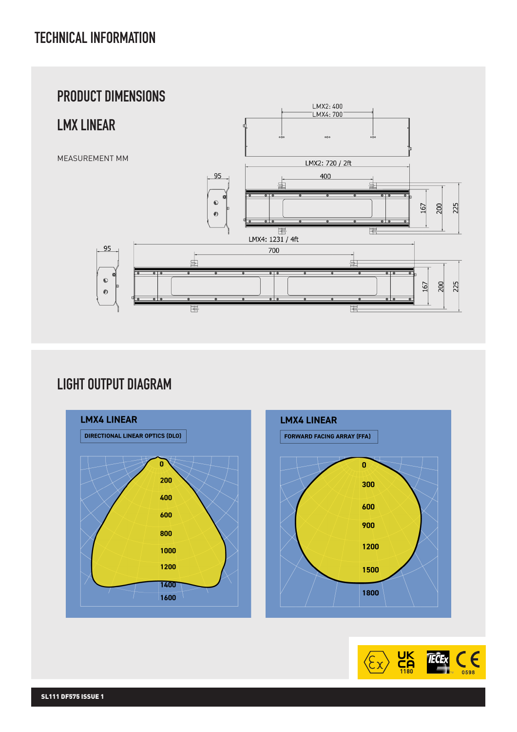# TECHNICAL INFORMATION

## PRODUCT DIMENSIONS

## LMX LINEAR

MEASUREMENT MM

LMX2: 400
LMX4: 700

LMX2: 720 / 2ft

95

400

167 200 225

LMX4: 1231 / 4ft

95

700

167 200 225

## LIGHT OUTPUT DIAGRAM

### LMX4 LINEAR

DIRECTIONAL LINEAR OPTICS (DLO)

0
200
400
600
800
1000
1200
1400
1600

### LMX4 LINEAR

FORWARD FACING ARRAY (FFA)

0
300
600
900
1200
1500
1800

UK CA 1180 IECEx CE 0598

SL111 DF575 ISSUE 1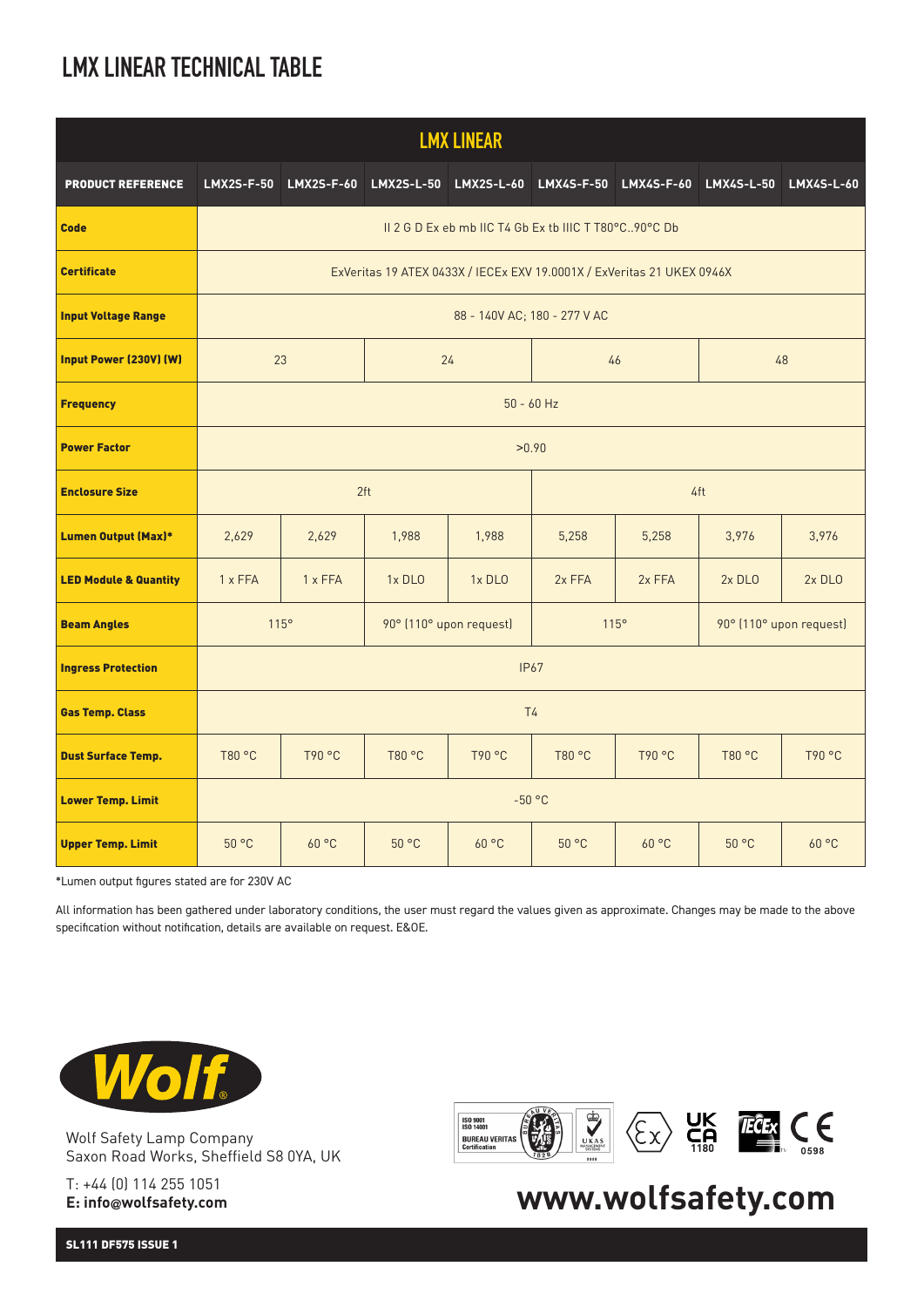# LMX LINEAR TECHNICAL TABLE

| LMX LINEAR | | | | | | | | |
|---|---|---|---|---|---|---|---|---|
| **PRODUCT REFERENCE** | **LMX2S-F-50** | **LMX2S-F-60** | **LMX2S-L-50** | **LMX2S-L-60** | **LMX4S-F-50** | **LMX4S-F-60** | **LMX4S-L-50** | **LMX4S-L-60** |
| **Code** | II 2 G D Ex eb mb IIC T4 Gb Ex tb IIIC T T80°C..90°C Db | | | | | | | |
| **Certificate** | ExVeritas 19 ATEX 0433X / IECEx EXV 19.0001X / ExVeritas 21 UKEX 0946X | | | | | | | |
| **Input Voltage Range** | 88 - 140V AC; 180 - 277 V AC | | | | | | | |
| **Input Power (230V) (W)** | 23 | | 24 | | 46 | | 48 | |
| **Frequency** | 50 - 60 Hz | | | | | | | |
| **Power Factor** | >0.90 | | | | | | | |
| **Enclosure Size** | 2ft | | | | 4ft | | | |
| **Lumen Output (Max)*** | 2,629 | 2,629 | 1,988 | 1,988 | 5,258 | 5,258 | 3,976 | 3,976 |
| **LED Module & Quantity** | 1 x FFA | 1 x FFA | 1x DLO | 1x DLO | 2x FFA | 2x FFA | 2x DLO | 2x DLO |
| **Beam Angles** | 115° | | 90° (110° upon request) | | 115° | | 90° (110° upon request) | |
| **Ingress Protection** | IP67 | | | | | | | |
| **Gas Temp. Class** | T4 | | | | | | | |
| **Dust Surface Temp.** | T80 °C | T90 °C | T80 °C | T90 °C | T80 °C | T90 °C | T80 °C | T90 °C |
| **Lower Temp. Limit** | -50 °C | | | | | | | |
| **Upper Temp. Limit** | 50 °C | 60 °C | 50 °C | 60 °C | 50 °C | 60 °C | 50 °C | 60 °C |

*Lumen output figures stated are for 230V AC

All information has been gathered under laboratory conditions, the user must regard the values given as approximate. Changes may be made to the above specification without notification, details are available on request. E&OE.

Wolf Safety Lamp Company
Saxon Road Works, Sheffield S8 0YA, UK

T: +44 (0) 114 255 1051
**E: info@wolfsafety.com**

**www.wolfsafety.com**

**SL111 DF575 ISSUE 1**